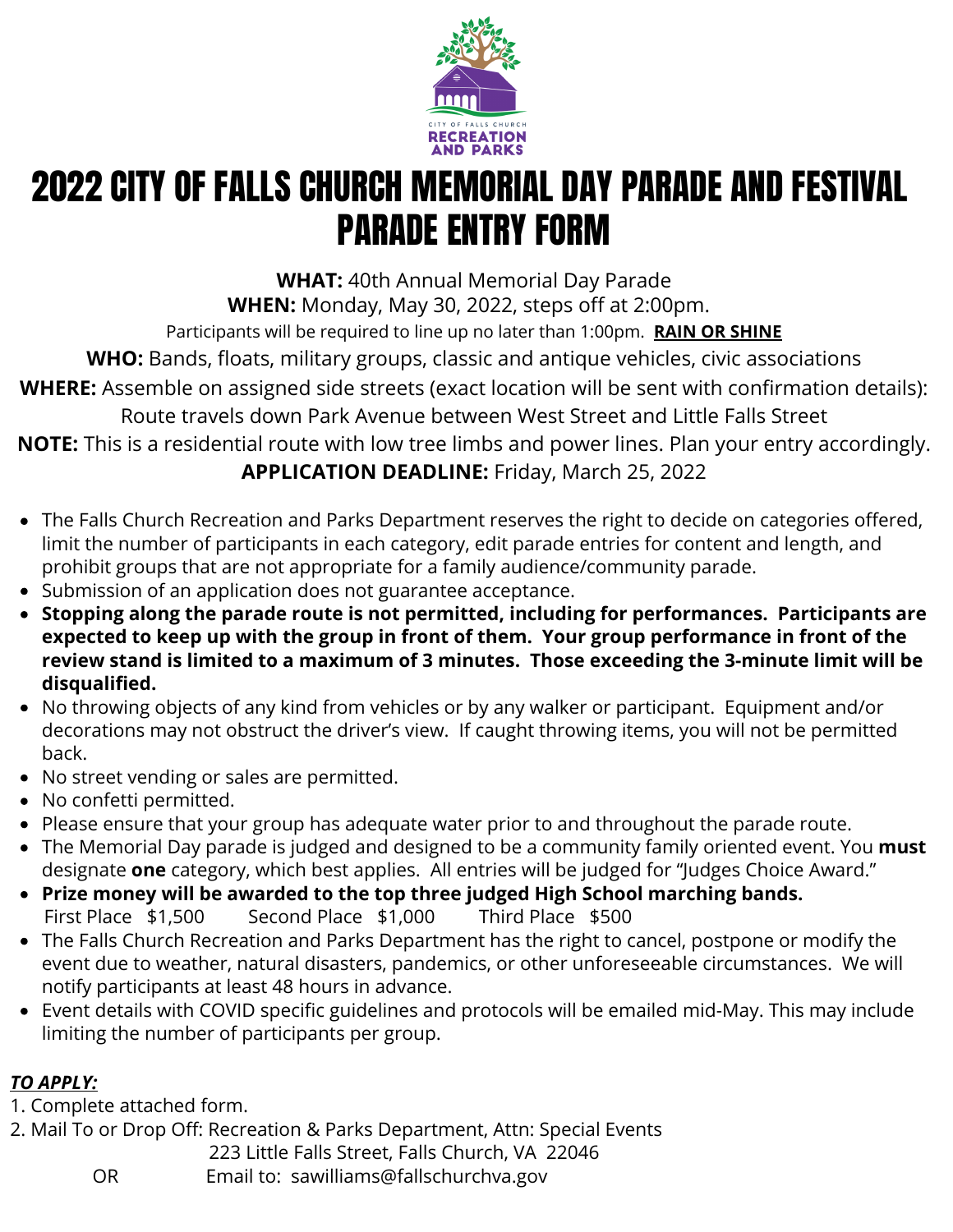CITY OF FALLS CHURCH
RECREATION AND PARKS

# 2022 CITY OF FALLS CHURCH MEMORIAL DAY PARADE AND FESTIVAL PARADE ENTRY FORM

**WHAT:** 40th Annual Memorial Day Parade
**WHEN:** Monday, May 30, 2022, steps off at 2:00pm.
Participants will be required to line up no later than 1:00pm. **RAIN OR SHINE**
**WHO:** Bands, floats, military groups, classic and antique vehicles, civic associations
**WHERE:** Assemble on assigned side streets (exact location will be sent with confirmation details): Route travels down Park Avenue between West Street and Little Falls Street
**NOTE:** This is a residential route with low tree limbs and power lines. Plan your entry accordingly.
**APPLICATION DEADLINE:** Friday, March 25, 2022

- The Falls Church Recreation and Parks Department reserves the right to decide on categories offered, limit the number of participants in each category, edit parade entries for content and length, and prohibit groups that are not appropriate for a family audience/community parade.
- Submission of an application does not guarantee acceptance.
- **Stopping along the parade route is not permitted, including for performances. Participants are expected to keep up with the group in front of them. Your group performance in front of the review stand is limited to a maximum of 3 minutes. Those exceeding the 3-minute limit will be disqualified.**
- No throwing objects of any kind from vehicles or by any walker or participant. Equipment and/or decorations may not obstruct the driver's view. If caught throwing items, you will not be permitted back.
- No street vending or sales are permitted.
- No confetti permitted.
- Please ensure that your group has adequate water prior to and throughout the parade route.
- The Memorial Day parade is judged and designed to be a community family oriented event. You **must** designate **one** category, which best applies. All entries will be judged for "Judges Choice Award."
- **Prize money will be awarded to the top three judged High School marching bands.**
  First Place $1,500 Second Place $1,000 Third Place $500
- The Falls Church Recreation and Parks Department has the right to cancel, postpone or modify the event due to weather, natural disasters, pandemics, or other unforeseeable circumstances. We will notify participants at least 48 hours in advance.
- Event details with COVID specific guidelines and protocols will be emailed mid-May. This may include limiting the number of participants per group.

***TO APPLY:***

1. Complete attached form.
2. Mail To or Drop Off: Recreation & Parks Department, Attn: Special Events
   223 Little Falls Street, Falls Church, VA 22046
   OR Email to: sawilliams@fallschurchva.gov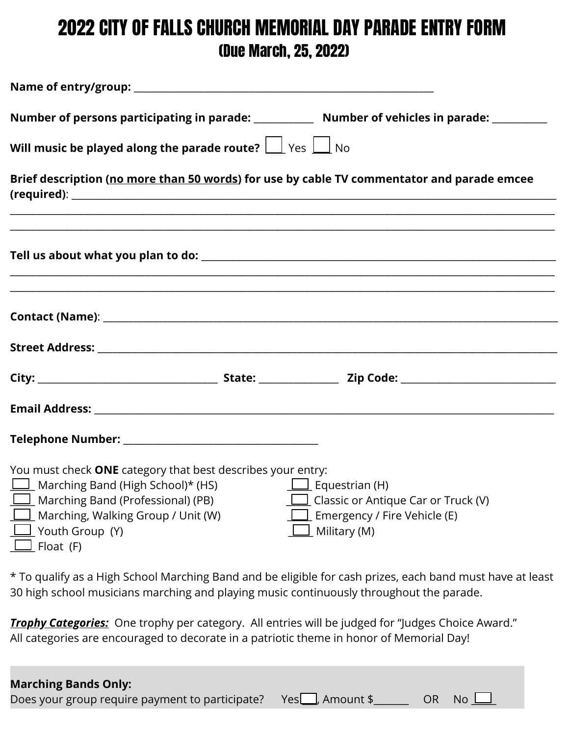# 2022 CITY OF FALLS CHURCH MEMORIAL DAY PARADE ENTRY FORM

## (Due March, 25, 2022)

**Name of entry/group:** ____________________________________________

**Number of persons participating in parade:** __________ **Number of vehicles in parade:** __________

**Will music be played along the parade route?** ☐ Yes ☐ No

**Brief description (<u>no more than 50 words</u>) for use by cable TV commentator and parade emcee (required)**: ____________________________________________
____________________________________________
____________________________________________

**Tell us about what you plan to do:** ____________________________________________
____________________________________________
____________________________________________

**Contact (Name)**: ____________________________________________

**Street Address:** ____________________________________________

**City:** ____________________ **State:** __________ **Zip Code:** ____________________

**Email Address:** ____________________________________________

**Telephone Number:** ______________________________

You must check **ONE** category that best describes your entry:

- ☐ Marching Band (High School)* (HS)
- ☐ Marching Band (Professional) (PB)
- ☐ Marching, Walking Group / Unit (W)
- ☐ Youth Group (Y)
- ☐ Float (F)
- ☐ Equestrian (H)
- ☐ Classic or Antique Car or Truck (V)
- ☐ Emergency / Fire Vehicle (E)
- ☐ Military (M)

* To qualify as a High School Marching Band and be eligible for cash prizes, each band must have at least 30 high school musicians marching and playing music continuously throughout the parade.

***<u>Trophy Categories:</u>*** One trophy per category. All entries will be judged for "Judges Choice Award." All categories are encouraged to decorate in a patriotic theme in honor of Memorial Day!

**Marching Bands Only:**
Does your group require payment to participate? Yes ☐, Amount $_______ OR No ☐